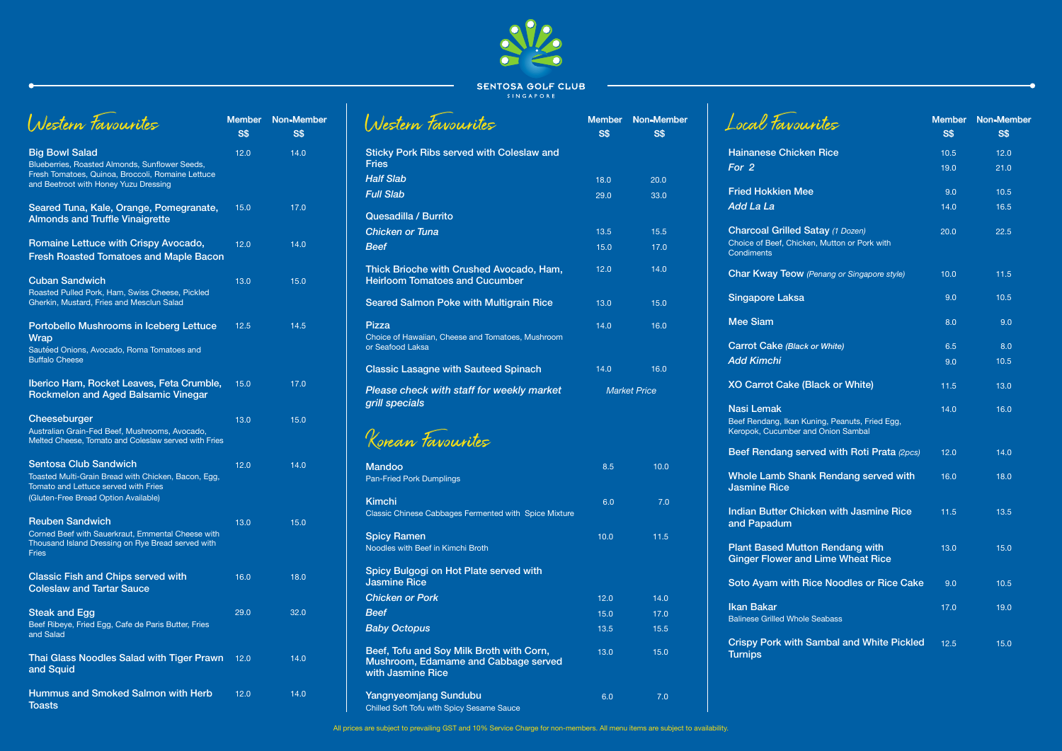# SENTOSA GOLF CLUB
SINGAPORE

## Western Favourites

| Item | Member S$ | Non-Member S$ |
|---|---|---|
| **Big Bowl Salad**<br>Blueberries, Roasted Almonds, Sunflower Seeds, Fresh Tomatoes, Quinoa, Broccoli, Romaine Lettuce and Beetroot with Honey Yuzu Dressing | 12.0 | 14.0 |
| **Seared Tuna, Kale, Orange, Pomegranate, Almonds and Truffle Vinaigrette** | 15.0 | 17.0 |
| **Romaine Lettuce with Crispy Avocado, Fresh Roasted Tomatoes and Maple Bacon** | 12.0 | 14.0 |
| **Cuban Sandwich**<br>Roasted Pulled Pork, Ham, Swiss Cheese, Pickled Gherkin, Mustard, Fries and Mesclun Salad | 13.0 | 15.0 |
| **Portobello Mushrooms in Iceberg Lettuce Wrap**<br>Sautéed Onions, Avocado, Roma Tomatoes and Buffalo Cheese | 12.5 | 14.5 |
| **Iberico Ham, Rocket Leaves, Feta Crumble, Rockmelon and Aged Balsamic Vinegar** | 15.0 | 17.0 |
| **Cheeseburger**<br>Australian Grain-Fed Beef, Mushrooms, Avocado, Melted Cheese, Tomato and Coleslaw served with Fries | 13.0 | 15.0 |
| **Sentosa Club Sandwich**<br>Toasted Multi-Grain Bread with Chicken, Bacon, Egg, Tomato and Lettuce served with Fries<br>(Gluten-Free Bread Option Available) | 12.0 | 14.0 |
| **Reuben Sandwich**<br>Corned Beef with Sauerkraut, Emmental Cheese with Thousand Island Dressing on Rye Bread served with Fries | 13.0 | 15.0 |
| **Classic Fish and Chips served with Coleslaw and Tartar Sauce** | 16.0 | 18.0 |
| **Steak and Egg**<br>Beef Ribeye, Fried Egg, Cafe de Paris Butter, Fries and Salad | 29.0 | 32.0 |
| **Thai Glass Noodles Salad with Tiger Prawn and Squid** | 12.0 | 14.0 |
| **Hummus and Smoked Salmon with Herb Toasts** | 12.0 | 14.0 |

## Western Favourites

| Item | Member S$ | Non-Member S$ |
|---|---|---|
| **Sticky Pork Ribs served with Coleslaw and Fries** | | |
| *Half Slab* | 18.0 | 20.0 |
| *Full Slab* | 29.0 | 33.0 |
| **Quesadilla / Burrito** | | |
| *Chicken or Tuna* | 13.5 | 15.5 |
| *Beef* | 15.0 | 17.0 |
| **Thick Brioche with Crushed Avocado, Ham, Heirloom Tomatoes and Cucumber** | 12.0 | 14.0 |
| **Seared Salmon Poke with Multigrain Rice** | 13.0 | 15.0 |
| **Pizza**<br>Choice of Hawaiian, Cheese and Tomatoes, Mushroom or Seafood Laksa | 14.0 | 16.0 |
| **Classic Lasagne with Sauteed Spinach** | 14.0 | 16.0 |
| *Please check with staff for weekly market grill specials* | *Market Price* | |

## Korean Favourites

| Item | Member S$ | Non-Member S$ |
|---|---|---|
| **Mandoo**<br>Pan-Fried Pork Dumplings | 8.5 | 10.0 |
| **Kimchi**<br>Classic Chinese Cabbages Fermented with Spice Mixture | 6.0 | 7.0 |
| **Spicy Ramen**<br>Noodles with Beef in Kimchi Broth | 10.0 | 11.5 |
| **Spicy Bulgogi on Hot Plate served with Jasmine Rice** | | |
| *Chicken or Pork* | 12.0 | 14.0 |
| *Beef* | 15.0 | 17.0 |
| *Baby Octopus* | 13.5 | 15.5 |
| **Beef, Tofu and Soy Milk Broth with Corn, Mushroom, Edamame and Cabbage served with Jasmine Rice** | 13.0 | 15.0 |
| **Yangnyeomjang Sundubu**<br>Chilled Soft Tofu with Spicy Sesame Sauce | 6.0 | 7.0 |

## Local Favourites

| Item | Member S$ | Non-Member S$ |
|---|---|---|
| **Hainanese Chicken Rice** | 10.5 | 12.0 |
| *For 2* | 19.0 | 21.0 |
| **Fried Hokkien Mee** | 9.0 | 10.5 |
| *Add La La* | 14.0 | 16.5 |
| **Charcoal Grilled Satay** *(1 Dozen)*<br>Choice of Beef, Chicken, Mutton or Pork with Condiments | 20.0 | 22.5 |
| **Char Kway Teow** *(Penang or Singapore style)* | 10.0 | 11.5 |
| **Singapore Laksa** | 9.0 | 10.5 |
| **Mee Siam** | 8.0 | 9.0 |
| **Carrot Cake** *(Black or White)* | 6.5 | 8.0 |
| *Add Kimchi* | 9.0 | 10.5 |
| **XO Carrot Cake (Black or White)** | 11.5 | 13.0 |
| **Nasi Lemak**<br>Beef Rendang, Ikan Kuning, Peanuts, Fried Egg, Keropok, Cucumber and Onion Sambal | 14.0 | 16.0 |
| **Beef Rendang served with Roti Prata** *(2pcs)* | 12.0 | 14.0 |
| **Whole Lamb Shank Rendang served with Jasmine Rice** | 16.0 | 18.0 |
| **Indian Butter Chicken with Jasmine Rice and Papadum** | 11.5 | 13.5 |
| **Plant Based Mutton Rendang with Ginger Flower and Lime Wheat Rice** | 13.0 | 15.0 |
| **Soto Ayam with Rice Noodles or Rice Cake** | 9.0 | 10.5 |
| **Ikan Bakar**<br>Balinese Grilled Whole Seabass | 17.0 | 19.0 |
| **Crispy Pork with Sambal and White Pickled Turnips** | 12.5 | 15.0 |

All prices are subject to prevailing GST and 10% Service Charge for non-members. All menu items are subject to availability.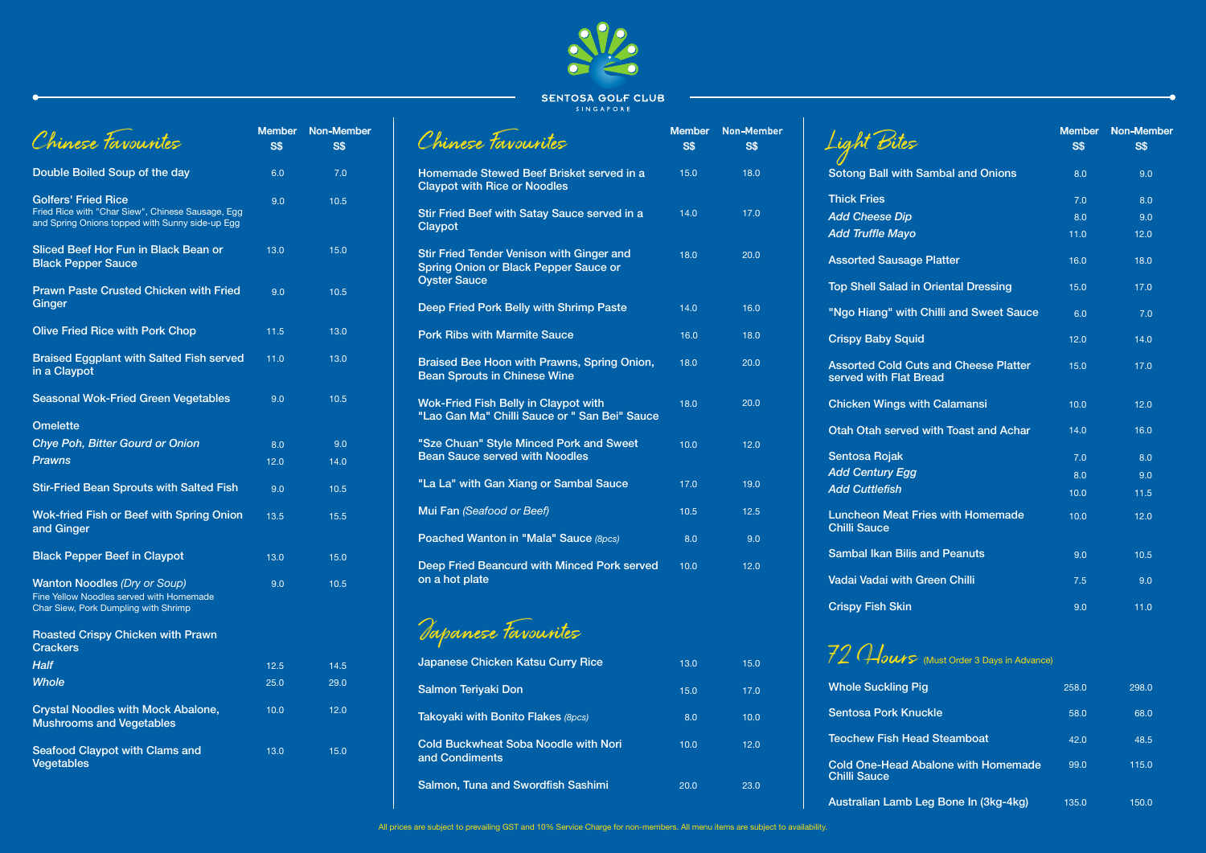# SENTOSA GOLF CLUB
SINGAPORE

## Chinese Favourites

| Chinese Favourites | Member S$ | Non-Member S$ |
|---|---|---|
| Double Boiled Soup of the day | 6.0 | 7.0 |
| Golfers' Fried Rice<br>Fried Rice with "Char Siew", Chinese Sausage, Egg and Spring Onions topped with Sunny side-up Egg | 9.0 | 10.5 |
| Sliced Beef Hor Fun in Black Bean or Black Pepper Sauce | 13.0 | 15.0 |
| Prawn Paste Crusted Chicken with Fried Ginger | 9.0 | 10.5 |
| Olive Fried Rice with Pork Chop | 11.5 | 13.0 |
| Braised Eggplant with Salted Fish served in a Claypot | 11.0 | 13.0 |
| Seasonal Wok-Fried Green Vegetables | 9.0 | 10.5 |
| Omelette | | |
| *Chye Poh, Bitter Gourd or Onion* | 8.0 | 9.0 |
| *Prawns* | 12.0 | 14.0 |
| Stir-Fried Bean Sprouts with Salted Fish | 9.0 | 10.5 |
| Wok-fried Fish or Beef with Spring Onion and Ginger | 13.5 | 15.5 |
| Black Pepper Beef in Claypot | 13.0 | 15.0 |
| Wanton Noodles *(Dry or Soup)*<br>Fine Yellow Noodles served with Homemade Char Siew, Pork Dumpling with Shrimp | 9.0 | 10.5 |
| Roasted Crispy Chicken with Prawn Crackers | | |
| *Half* | 12.5 | 14.5 |
| *Whole* | 25.0 | 29.0 |
| Crystal Noodles with Mock Abalone, Mushrooms and Vegetables | 10.0 | 12.0 |
| Seafood Claypot with Clams and Vegetables | 13.0 | 15.0 |

## Chinese Favourites

| Chinese Favourites | Member S$ | Non-Member S$ |
|---|---|---|
| Homemade Stewed Beef Brisket served in a Claypot with Rice or Noodles | 15.0 | 18.0 |
| Stir Fried Beef with Satay Sauce served in a Claypot | 14.0 | 17.0 |
| Stir Fried Tender Venison with Ginger and Spring Onion or Black Pepper Sauce or Oyster Sauce | 18.0 | 20.0 |
| Deep Fried Pork Belly with Shrimp Paste | 14.0 | 16.0 |
| Pork Ribs with Marmite Sauce | 16.0 | 18.0 |
| Braised Bee Hoon with Prawns, Spring Onion, Bean Sprouts in Chinese Wine | 18.0 | 20.0 |
| Wok-Fried Fish Belly in Claypot with "Lao Gan Ma" Chilli Sauce or " San Bei" Sauce | 18.0 | 20.0 |
| "Sze Chuan" Style Minced Pork and Sweet Bean Sauce served with Noodles | 10.0 | 12.0 |
| "La La" with Gan Xiang or Sambal Sauce | 17.0 | 19.0 |
| Mui Fan *(Seafood or Beef)* | 10.5 | 12.5 |
| Poached Wanton in "Mala" Sauce *(8pcs)* | 8.0 | 9.0 |
| Deep Fried Beancurd with Minced Pork served on a hot plate | 10.0 | 12.0 |

## Japanese Favourites

| Japanese Favourites | Member S$ | Non-Member S$ |
|---|---|---|
| Japanese Chicken Katsu Curry Rice | 13.0 | 15.0 |
| Salmon Teriyaki Don | 15.0 | 17.0 |
| Takoyaki with Bonito Flakes *(8pcs)* | 8.0 | 10.0 |
| Cold Buckwheat Soba Noodle with Nori and Condiments | 10.0 | 12.0 |
| Salmon, Tuna and Swordfish Sashimi | 20.0 | 23.0 |

## Light Bites

| Light Bites | Member S$ | Non-Member S$ |
|---|---|---|
| Sotong Ball with Sambal and Onions | 8.0 | 9.0 |
| Thick Fries | 7.0 | 8.0 |
| *Add Cheese Dip* | 8.0 | 9.0 |
| *Add Truffle Mayo* | 11.0 | 12.0 |
| Assorted Sausage Platter | 16.0 | 18.0 |
| Top Shell Salad in Oriental Dressing | 15.0 | 17.0 |
| "Ngo Hiang" with Chilli and Sweet Sauce | 6.0 | 7.0 |
| Crispy Baby Squid | 12.0 | 14.0 |
| Assorted Cold Cuts and Cheese Platter served with Flat Bread | 15.0 | 17.0 |
| Chicken Wings with Calamansi | 10.0 | 12.0 |
| Otah Otah served with Toast and Achar | 14.0 | 16.0 |
| Sentosa Rojak | 7.0 | 8.0 |
| *Add Century Egg* | 8.0 | 9.0 |
| *Add Cuttlefish* | 10.0 | 11.5 |
| Luncheon Meat Fries with Homemade Chilli Sauce | 10.0 | 12.0 |
| Sambal Ikan Bilis and Peanuts | 9.0 | 10.5 |
| Vadai Vadai with Green Chilli | 7.5 | 9.0 |
| Crispy Fish Skin | 9.0 | 11.0 |

## 72 Hours (Must Order 3 Days in Advance)

| 72 Hours | Member S$ | Non-Member S$ |
|---|---|---|
| Whole Suckling Pig | 258.0 | 298.0 |
| Sentosa Pork Knuckle | 58.0 | 68.0 |
| Teochew Fish Head Steamboat | 42.0 | 48.5 |
| Cold One-Head Abalone with Homemade Chilli Sauce | 99.0 | 115.0 |
| Australian Lamb Leg Bone In (3kg-4kg) | 135.0 | 150.0 |

All prices are subject to prevailing GST and 10% Service Charge for non-members. All menu items are subject to availability.